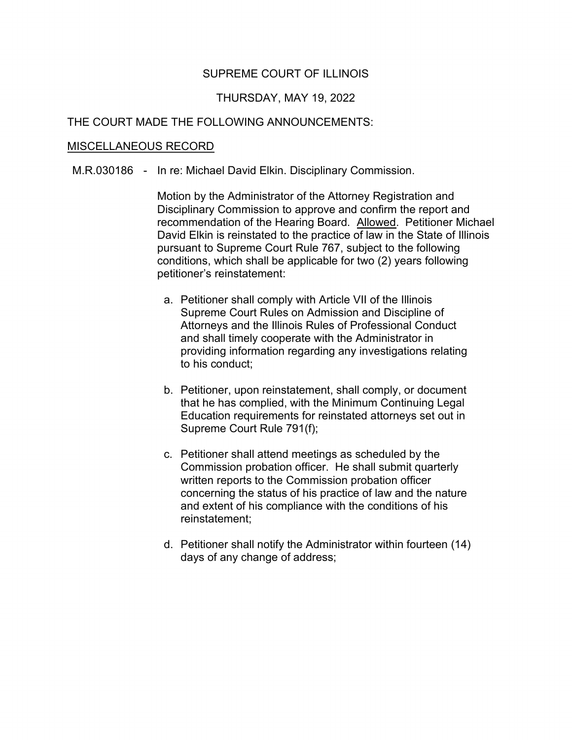SUPREME COURT OF ILLINOIS

THURSDAY, MAY 19, 2022

THE COURT MADE THE FOLLOWING ANNOUNCEMENTS:

<u>MISCELLANEOUS RECORD</u>

M.R.030186 - In re: Michael David Elkin. Disciplinary Commission.

Motion by the Administrator of the Attorney Registration and Disciplinary Commission to approve and confirm the report and recommendation of the Hearing Board. <u>Allowed</u>. Petitioner Michael David Elkin is reinstated to the practice of law in the State of Illinois pursuant to Supreme Court Rule 767, subject to the following conditions, which shall be applicable for two (2) years following petitioner's reinstatement:

a. Petitioner shall comply with Article VII of the Illinois Supreme Court Rules on Admission and Discipline of Attorneys and the Illinois Rules of Professional Conduct and shall timely cooperate with the Administrator in providing information regarding any investigations relating to his conduct;

b. Petitioner, upon reinstatement, shall comply, or document that he has complied, with the Minimum Continuing Legal Education requirements for reinstated attorneys set out in Supreme Court Rule 791(f);

c. Petitioner shall attend meetings as scheduled by the Commission probation officer. He shall submit quarterly written reports to the Commission probation officer concerning the status of his practice of law and the nature and extent of his compliance with the conditions of his reinstatement;

d. Petitioner shall notify the Administrator within fourteen (14) days of any change of address;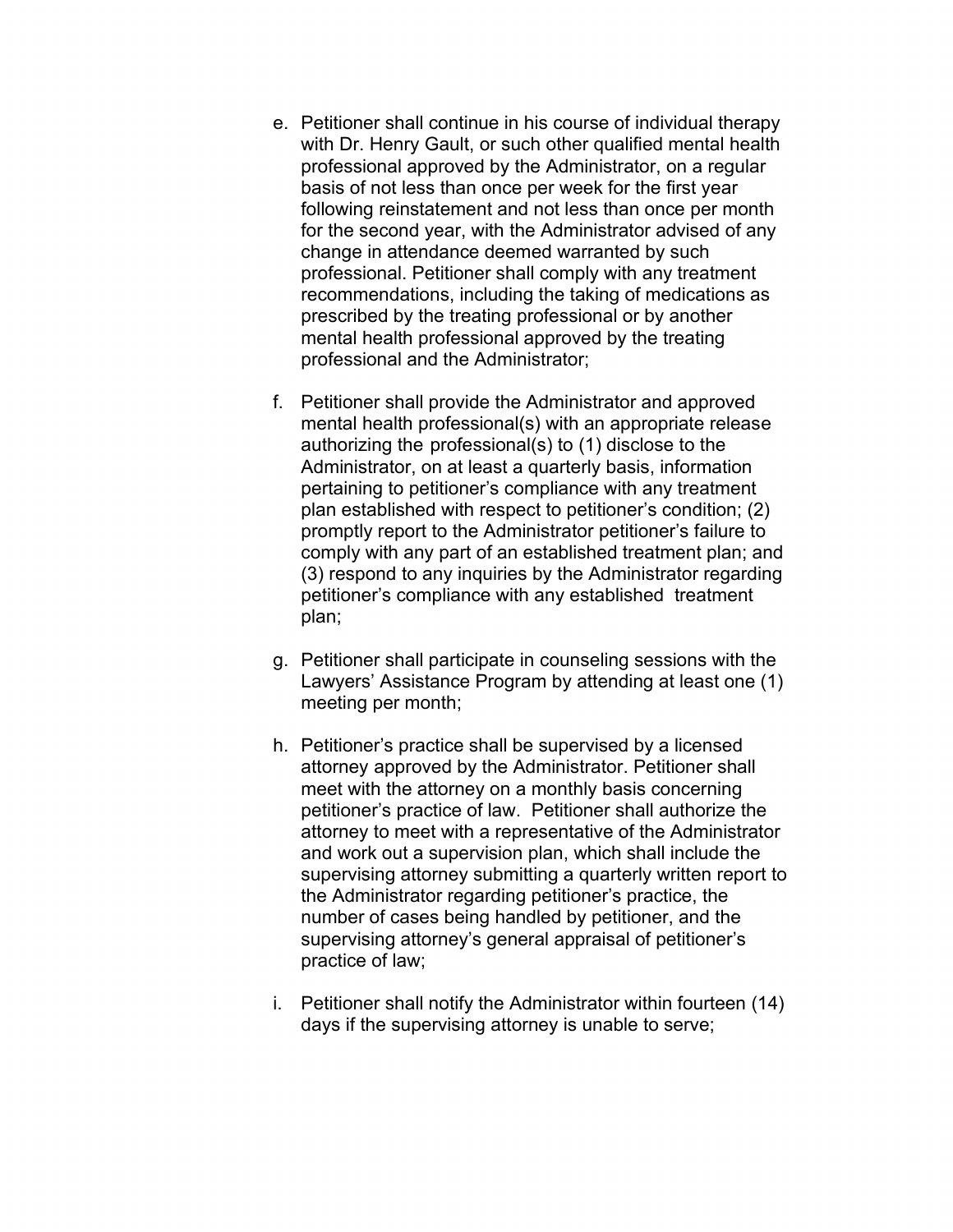e. Petitioner shall continue in his course of individual therapy with Dr. Henry Gault, or such other qualified mental health professional approved by the Administrator, on a regular basis of not less than once per week for the first year following reinstatement and not less than once per month for the second year, with the Administrator advised of any change in attendance deemed warranted by such professional. Petitioner shall comply with any treatment recommendations, including the taking of medications as prescribed by the treating professional or by another mental health professional approved by the treating professional and the Administrator;

f. Petitioner shall provide the Administrator and approved mental health professional(s) with an appropriate release authorizing the professional(s) to (1) disclose to the Administrator, on at least a quarterly basis, information pertaining to petitioner's compliance with any treatment plan established with respect to petitioner's condition; (2) promptly report to the Administrator petitioner's failure to comply with any part of an established treatment plan; and (3) respond to any inquiries by the Administrator regarding petitioner's compliance with any established treatment plan;

g. Petitioner shall participate in counseling sessions with the Lawyers' Assistance Program by attending at least one (1) meeting per month;

h. Petitioner's practice shall be supervised by a licensed attorney approved by the Administrator. Petitioner shall meet with the attorney on a monthly basis concerning petitioner's practice of law. Petitioner shall authorize the attorney to meet with a representative of the Administrator and work out a supervision plan, which shall include the supervising attorney submitting a quarterly written report to the Administrator regarding petitioner's practice, the number of cases being handled by petitioner, and the supervising attorney's general appraisal of petitioner's practice of law;

i. Petitioner shall notify the Administrator within fourteen (14) days if the supervising attorney is unable to serve;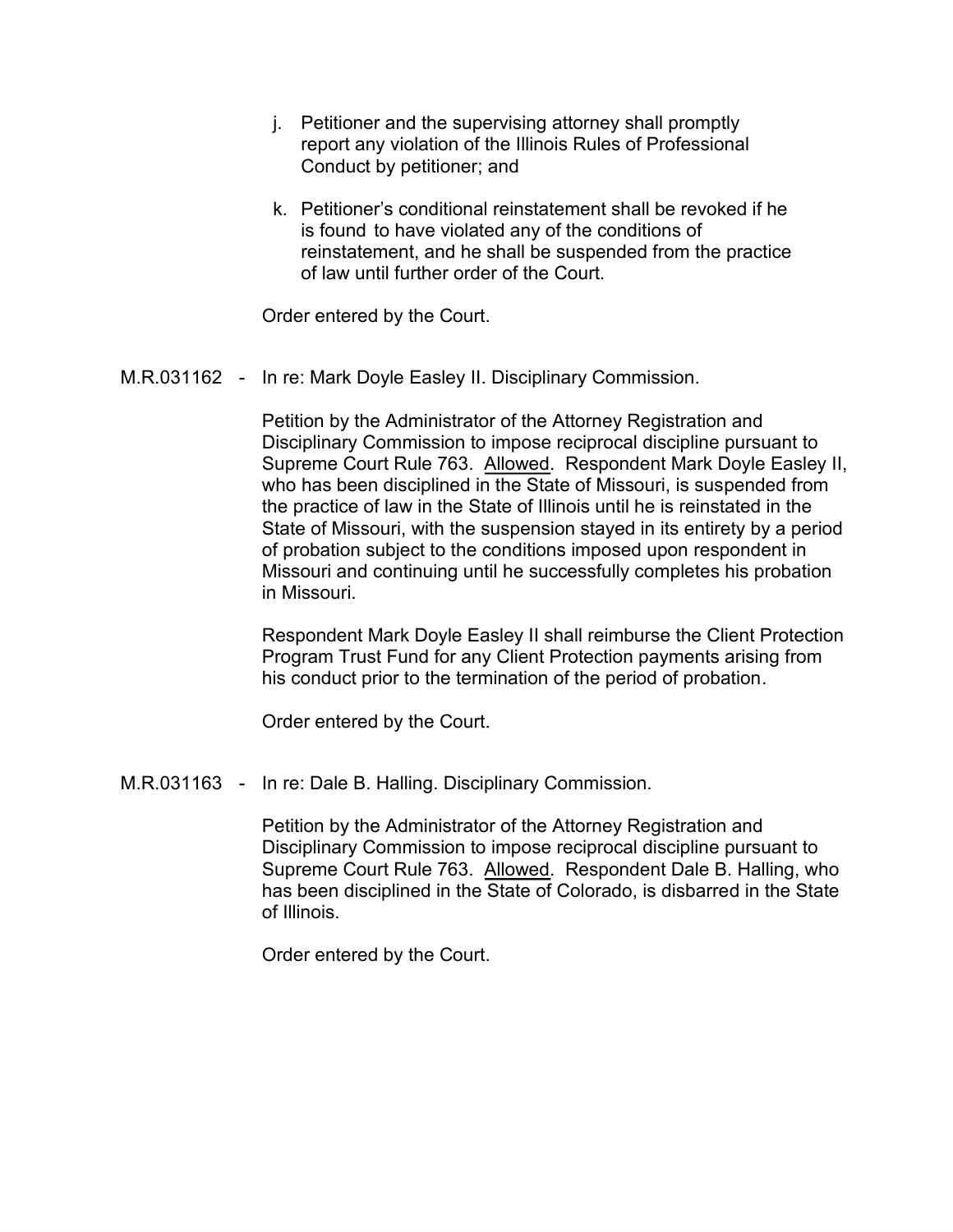j. Petitioner and the supervising attorney shall promptly report any violation of the Illinois Rules of Professional Conduct by petitioner; and

k. Petitioner's conditional reinstatement shall be revoked if he is found to have violated any of the conditions of reinstatement, and he shall be suspended from the practice of law until further order of the Court.

Order entered by the Court.

M.R.031162 - In re: Mark Doyle Easley II. Disciplinary Commission.

Petition by the Administrator of the Attorney Registration and Disciplinary Commission to impose reciprocal discipline pursuant to Supreme Court Rule 763. Allowed. Respondent Mark Doyle Easley II, who has been disciplined in the State of Missouri, is suspended from the practice of law in the State of Illinois until he is reinstated in the State of Missouri, with the suspension stayed in its entirety by a period of probation subject to the conditions imposed upon respondent in Missouri and continuing until he successfully completes his probation in Missouri.

Respondent Mark Doyle Easley II shall reimburse the Client Protection Program Trust Fund for any Client Protection payments arising from his conduct prior to the termination of the period of probation.

Order entered by the Court.

M.R.031163 - In re: Dale B. Halling. Disciplinary Commission.

Petition by the Administrator of the Attorney Registration and Disciplinary Commission to impose reciprocal discipline pursuant to Supreme Court Rule 763. Allowed. Respondent Dale B. Halling, who has been disciplined in the State of Colorado, is disbarred in the State of Illinois.

Order entered by the Court.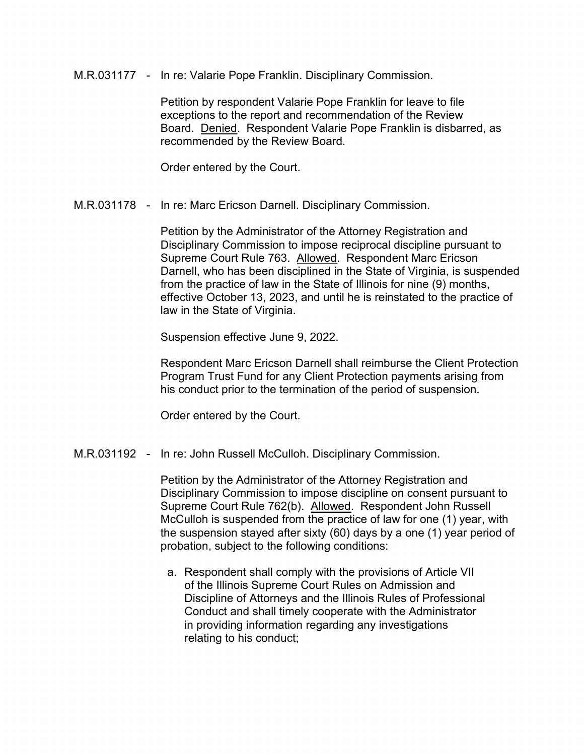M.R.031177 - In re: Valarie Pope Franklin. Disciplinary Commission.

Petition by respondent Valarie Pope Franklin for leave to file exceptions to the report and recommendation of the Review Board. <u>Denied</u>. Respondent Valarie Pope Franklin is disbarred, as recommended by the Review Board.

Order entered by the Court.

M.R.031178 - In re: Marc Ericson Darnell. Disciplinary Commission.

Petition by the Administrator of the Attorney Registration and Disciplinary Commission to impose reciprocal discipline pursuant to Supreme Court Rule 763. <u>Allowed</u>. Respondent Marc Ericson Darnell, who has been disciplined in the State of Virginia, is suspended from the practice of law in the State of Illinois for nine (9) months, effective October 13, 2023, and until he is reinstated to the practice of law in the State of Virginia.

Suspension effective June 9, 2022.

Respondent Marc Ericson Darnell shall reimburse the Client Protection Program Trust Fund for any Client Protection payments arising from his conduct prior to the termination of the period of suspension.

Order entered by the Court.

M.R.031192 - In re: John Russell McCulloh. Disciplinary Commission.

Petition by the Administrator of the Attorney Registration and Disciplinary Commission to impose discipline on consent pursuant to Supreme Court Rule 762(b). <u>Allowed</u>. Respondent John Russell McCulloh is suspended from the practice of law for one (1) year, with the suspension stayed after sixty (60) days by a one (1) year period of probation, subject to the following conditions:

a. Respondent shall comply with the provisions of Article VII of the Illinois Supreme Court Rules on Admission and Discipline of Attorneys and the Illinois Rules of Professional Conduct and shall timely cooperate with the Administrator in providing information regarding any investigations relating to his conduct;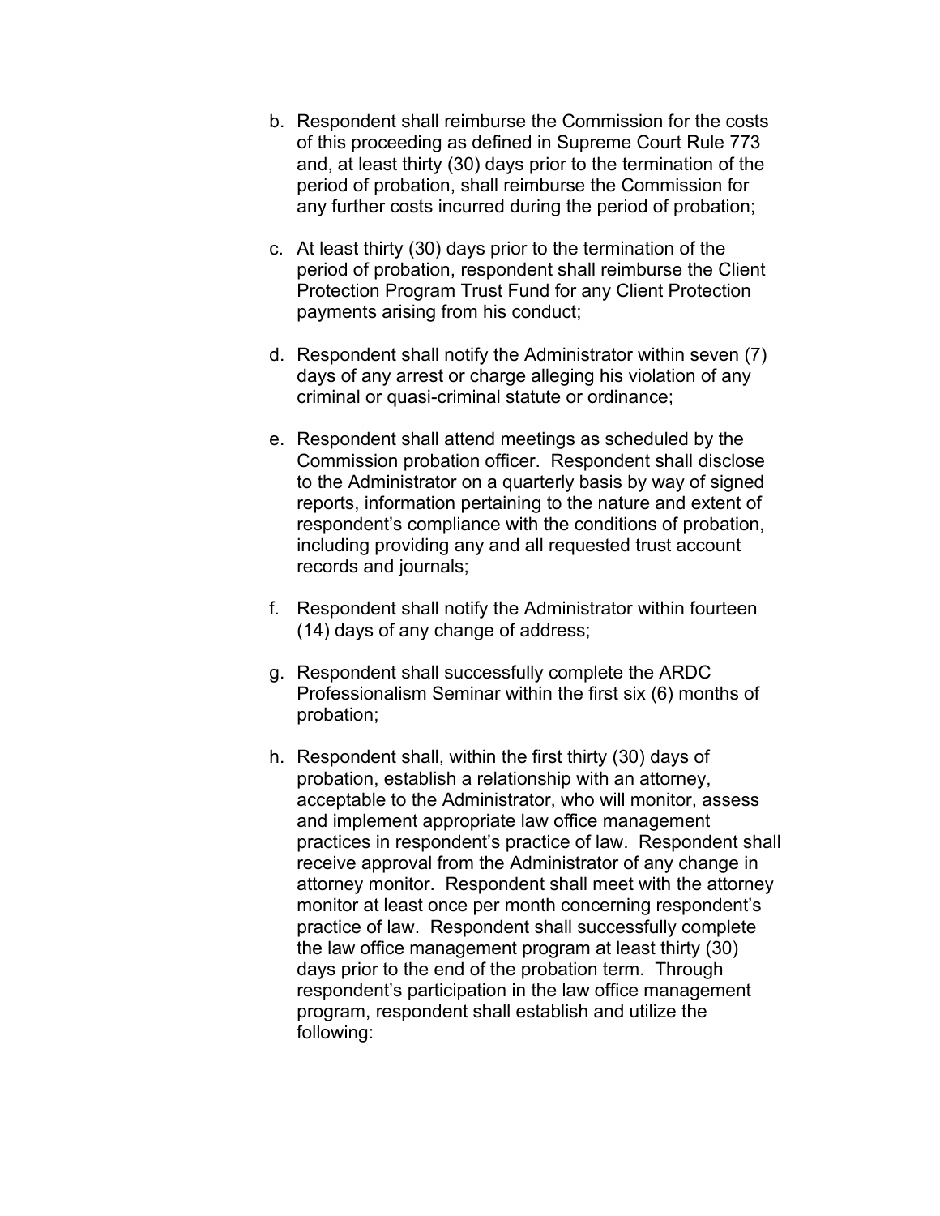b. Respondent shall reimburse the Commission for the costs of this proceeding as defined in Supreme Court Rule 773 and, at least thirty (30) days prior to the termination of the period of probation, shall reimburse the Commission for any further costs incurred during the period of probation;

c. At least thirty (30) days prior to the termination of the period of probation, respondent shall reimburse the Client Protection Program Trust Fund for any Client Protection payments arising from his conduct;

d. Respondent shall notify the Administrator within seven (7) days of any arrest or charge alleging his violation of any criminal or quasi-criminal statute or ordinance;

e. Respondent shall attend meetings as scheduled by the Commission probation officer. Respondent shall disclose to the Administrator on a quarterly basis by way of signed reports, information pertaining to the nature and extent of respondent's compliance with the conditions of probation, including providing any and all requested trust account records and journals;

f. Respondent shall notify the Administrator within fourteen (14) days of any change of address;

g. Respondent shall successfully complete the ARDC Professionalism Seminar within the first six (6) months of probation;

h. Respondent shall, within the first thirty (30) days of probation, establish a relationship with an attorney, acceptable to the Administrator, who will monitor, assess and implement appropriate law office management practices in respondent's practice of law. Respondent shall receive approval from the Administrator of any change in attorney monitor. Respondent shall meet with the attorney monitor at least once per month concerning respondent's practice of law. Respondent shall successfully complete the law office management program at least thirty (30) days prior to the end of the probation term. Through respondent's participation in the law office management program, respondent shall establish and utilize the following: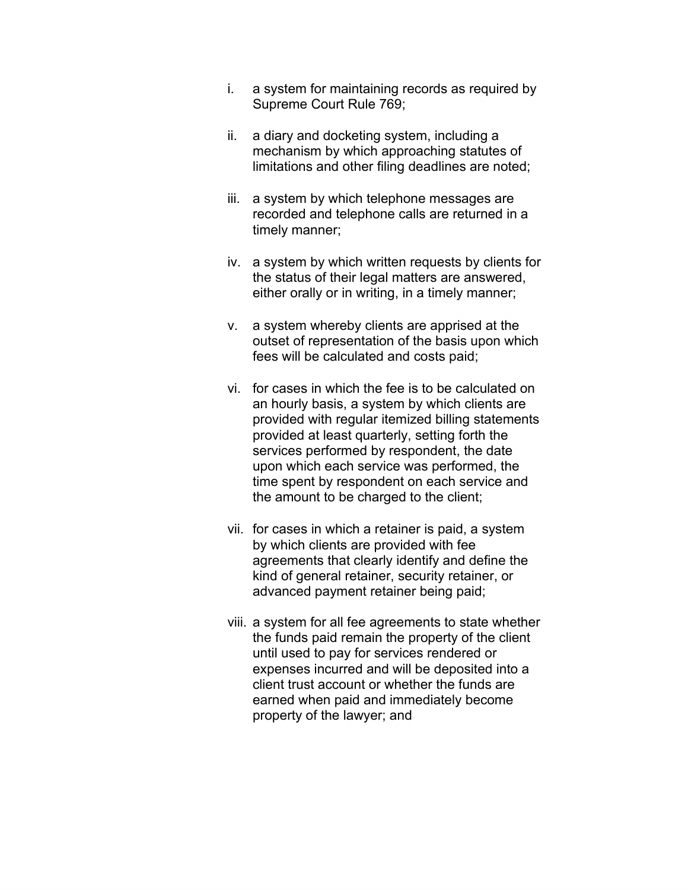i. a system for maintaining records as required by Supreme Court Rule 769;

ii. a diary and docketing system, including a mechanism by which approaching statutes of limitations and other filing deadlines are noted;

iii. a system by which telephone messages are recorded and telephone calls are returned in a timely manner;

iv. a system by which written requests by clients for the status of their legal matters are answered, either orally or in writing, in a timely manner;

v. a system whereby clients are apprised at the outset of representation of the basis upon which fees will be calculated and costs paid;

vi. for cases in which the fee is to be calculated on an hourly basis, a system by which clients are provided with regular itemized billing statements provided at least quarterly, setting forth the services performed by respondent, the date upon which each service was performed, the time spent by respondent on each service and the amount to be charged to the client;

vii. for cases in which a retainer is paid, a system by which clients are provided with fee agreements that clearly identify and define the kind of general retainer, security retainer, or advanced payment retainer being paid;

viii. a system for all fee agreements to state whether the funds paid remain the property of the client until used to pay for services rendered or expenses incurred and will be deposited into a client trust account or whether the funds are earned when paid and immediately become property of the lawyer; and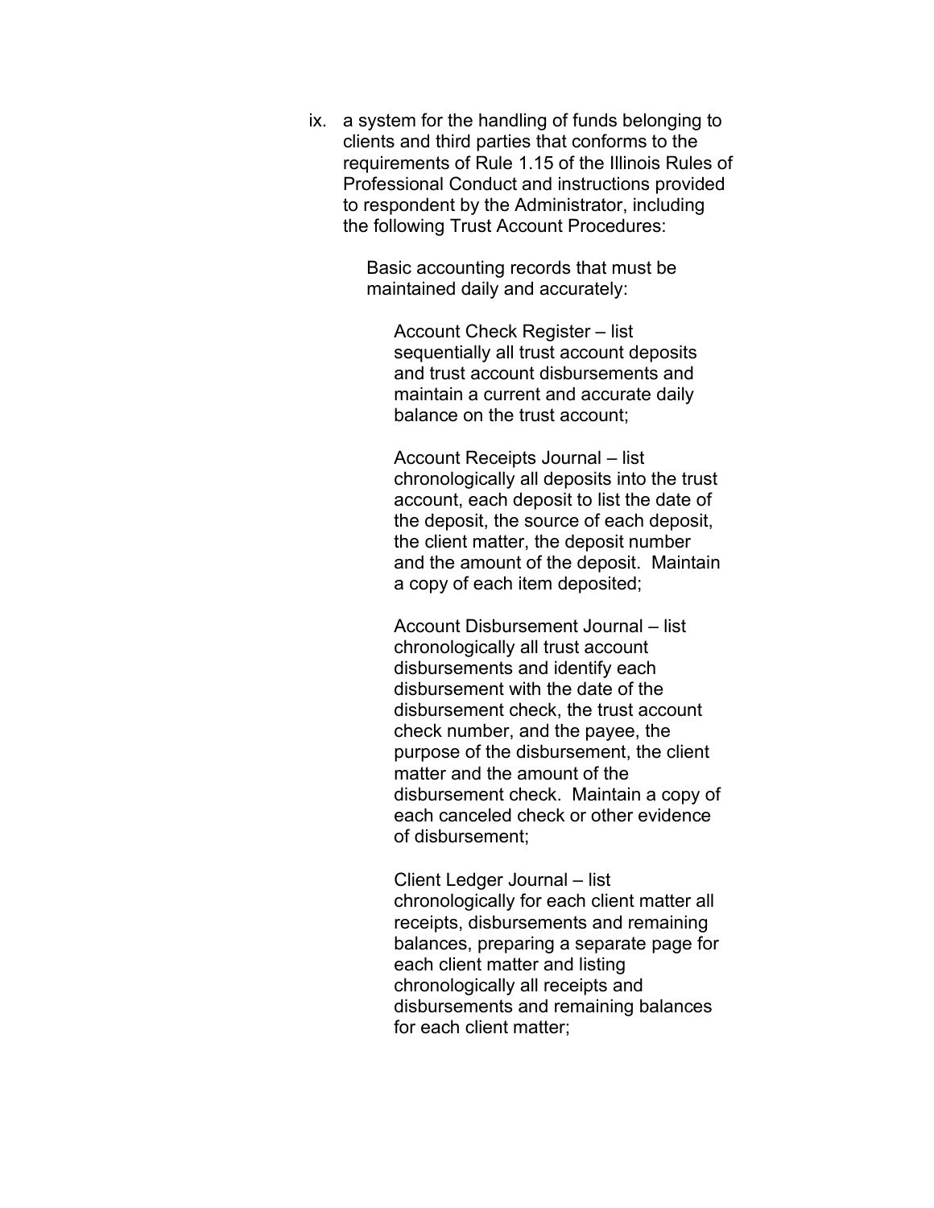ix. a system for the handling of funds belonging to clients and third parties that conforms to the requirements of Rule 1.15 of the Illinois Rules of Professional Conduct and instructions provided to respondent by the Administrator, including the following Trust Account Procedures:

   Basic accounting records that must be maintained daily and accurately:

      Account Check Register – list sequentially all trust account deposits and trust account disbursements and maintain a current and accurate daily balance on the trust account;

      Account Receipts Journal – list chronologically all deposits into the trust account, each deposit to list the date of the deposit, the source of each deposit, the client matter, the deposit number and the amount of the deposit. Maintain a copy of each item deposited;

      Account Disbursement Journal – list chronologically all trust account disbursements and identify each disbursement with the date of the disbursement check, the trust account check number, and the payee, the purpose of the disbursement, the client matter and the amount of the disbursement check. Maintain a copy of each canceled check or other evidence of disbursement;

      Client Ledger Journal – list chronologically for each client matter all receipts, disbursements and remaining balances, preparing a separate page for each client matter and listing chronologically all receipts and disbursements and remaining balances for each client matter;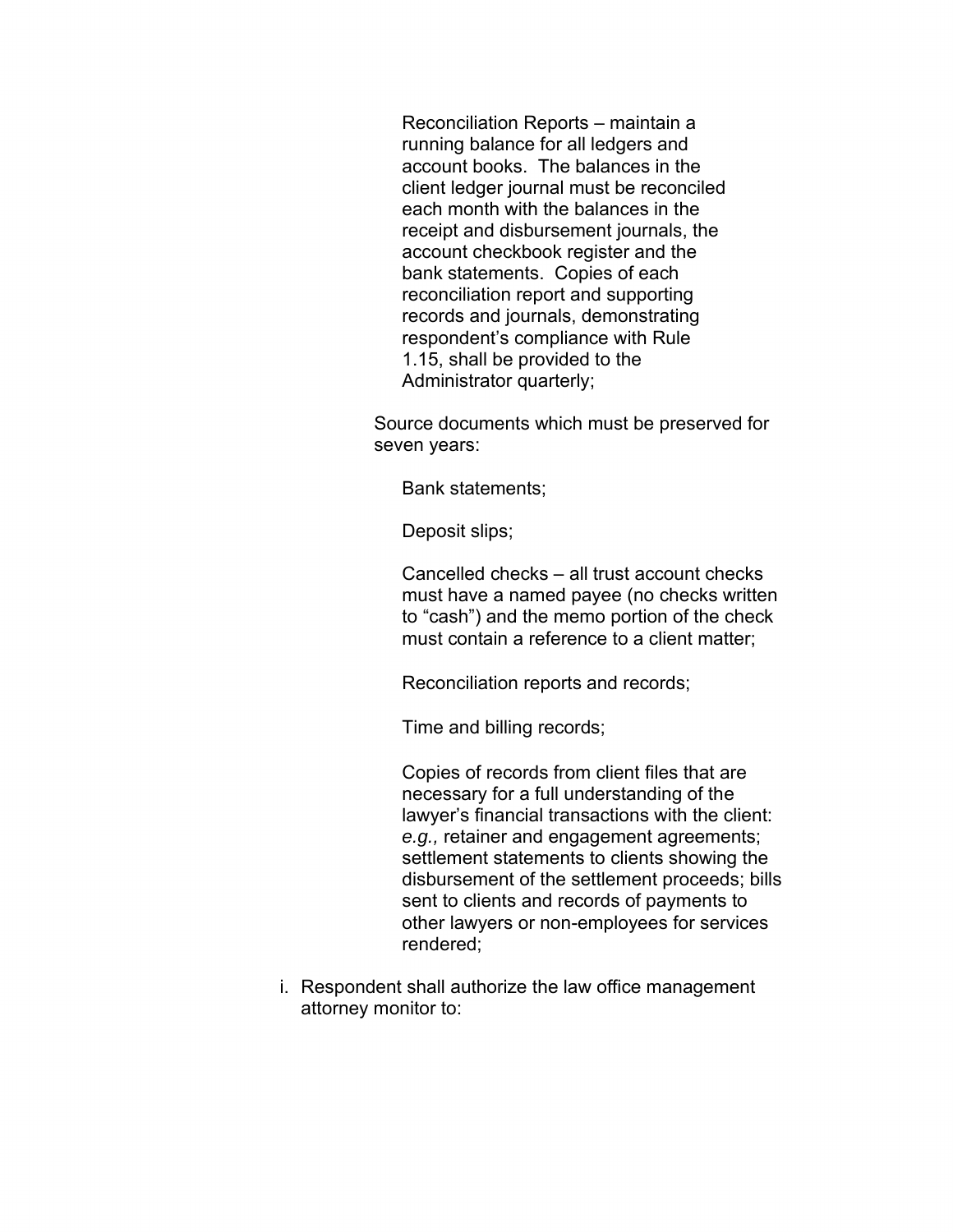Reconciliation Reports – maintain a running balance for all ledgers and account books. The balances in the client ledger journal must be reconciled each month with the balances in the receipt and disbursement journals, the account checkbook register and the bank statements. Copies of each reconciliation report and supporting records and journals, demonstrating respondent's compliance with Rule 1.15, shall be provided to the Administrator quarterly;

Source documents which must be preserved for seven years:

Bank statements;

Deposit slips;

Cancelled checks – all trust account checks must have a named payee (no checks written to "cash") and the memo portion of the check must contain a reference to a client matter;

Reconciliation reports and records;

Time and billing records;

Copies of records from client files that are necessary for a full understanding of the lawyer's financial transactions with the client: *e.g.,* retainer and engagement agreements; settlement statements to clients showing the disbursement of the settlement proceeds; bills sent to clients and records of payments to other lawyers or non-employees for services rendered;

i. Respondent shall authorize the law office management attorney monitor to: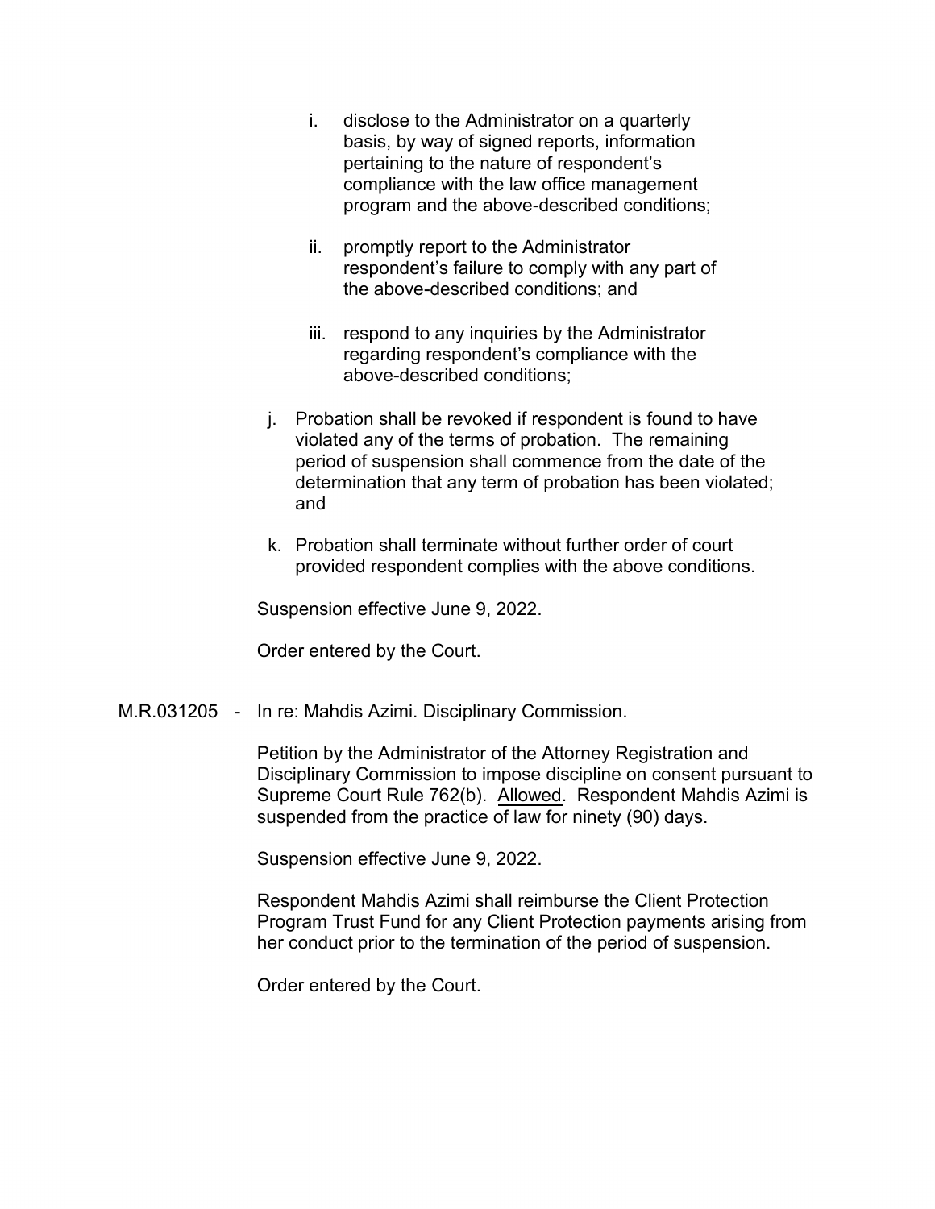i. disclose to the Administrator on a quarterly basis, by way of signed reports, information pertaining to the nature of respondent's compliance with the law office management program and the above-described conditions;

   ii. promptly report to the Administrator respondent's failure to comply with any part of the above-described conditions; and

   iii. respond to any inquiries by the Administrator regarding respondent's compliance with the above-described conditions;

j. Probation shall be revoked if respondent is found to have violated any of the terms of probation. The remaining period of suspension shall commence from the date of the determination that any term of probation has been violated; and

k. Probation shall terminate without further order of court provided respondent complies with the above conditions.

Suspension effective June 9, 2022.

Order entered by the Court.

M.R.031205 - In re: Mahdis Azimi. Disciplinary Commission.

Petition by the Administrator of the Attorney Registration and Disciplinary Commission to impose discipline on consent pursuant to Supreme Court Rule 762(b). Allowed. Respondent Mahdis Azimi is suspended from the practice of law for ninety (90) days.

Suspension effective June 9, 2022.

Respondent Mahdis Azimi shall reimburse the Client Protection Program Trust Fund for any Client Protection payments arising from her conduct prior to the termination of the period of suspension.

Order entered by the Court.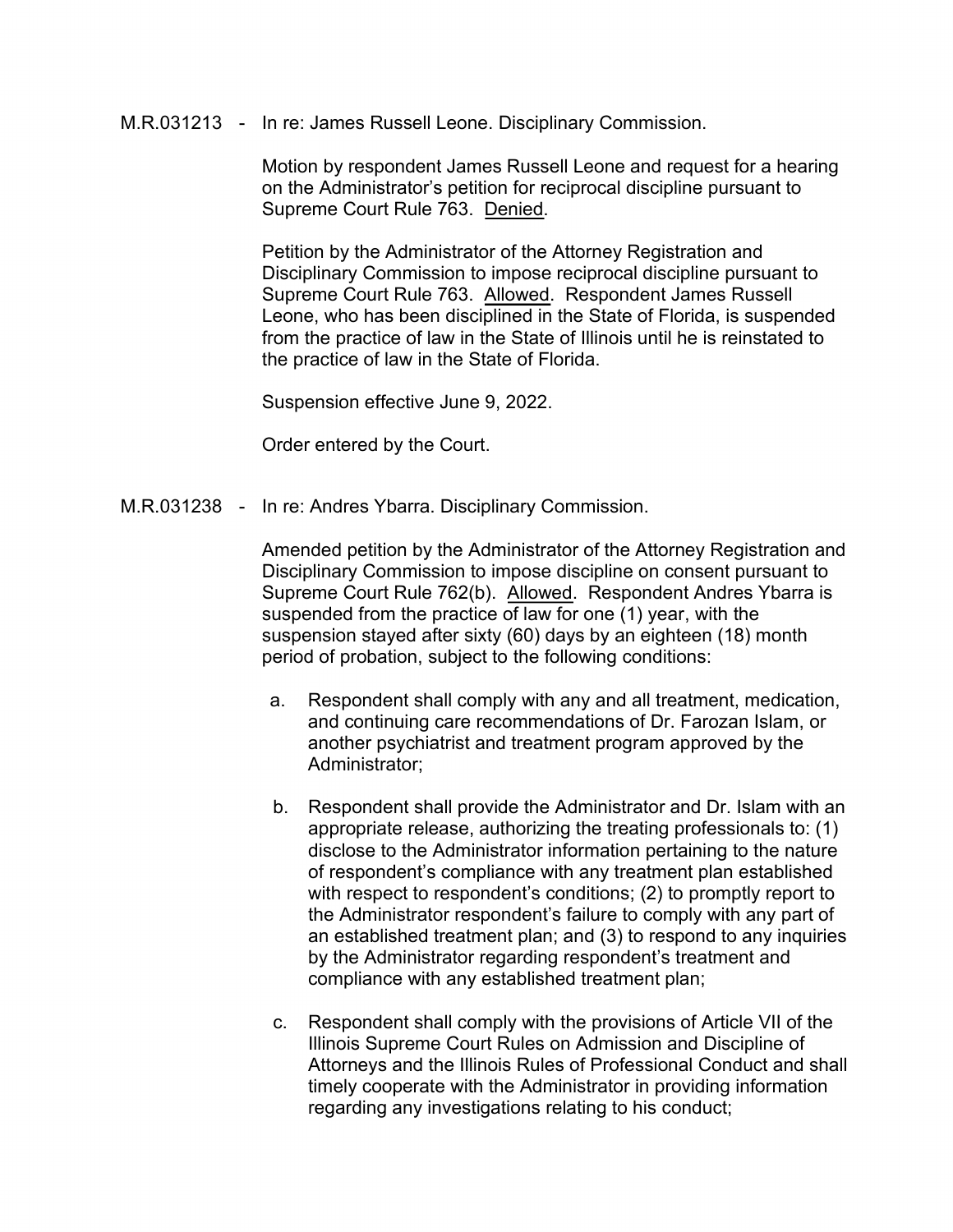M.R.031213 - In re: James Russell Leone. Disciplinary Commission.

Motion by respondent James Russell Leone and request for a hearing on the Administrator's petition for reciprocal discipline pursuant to Supreme Court Rule 763. Denied.

Petition by the Administrator of the Attorney Registration and Disciplinary Commission to impose reciprocal discipline pursuant to Supreme Court Rule 763. Allowed. Respondent James Russell Leone, who has been disciplined in the State of Florida, is suspended from the practice of law in the State of Illinois until he is reinstated to the practice of law in the State of Florida.

Suspension effective June 9, 2022.

Order entered by the Court.

M.R.031238 - In re: Andres Ybarra. Disciplinary Commission.

Amended petition by the Administrator of the Attorney Registration and Disciplinary Commission to impose discipline on consent pursuant to Supreme Court Rule 762(b). Allowed. Respondent Andres Ybarra is suspended from the practice of law for one (1) year, with the suspension stayed after sixty (60) days by an eighteen (18) month period of probation, subject to the following conditions:

a. Respondent shall comply with any and all treatment, medication, and continuing care recommendations of Dr. Farozan Islam, or another psychiatrist and treatment program approved by the Administrator;

b. Respondent shall provide the Administrator and Dr. Islam with an appropriate release, authorizing the treating professionals to: (1) disclose to the Administrator information pertaining to the nature of respondent's compliance with any treatment plan established with respect to respondent's conditions; (2) to promptly report to the Administrator respondent's failure to comply with any part of an established treatment plan; and (3) to respond to any inquiries by the Administrator regarding respondent's treatment and compliance with any established treatment plan;

c. Respondent shall comply with the provisions of Article VII of the Illinois Supreme Court Rules on Admission and Discipline of Attorneys and the Illinois Rules of Professional Conduct and shall timely cooperate with the Administrator in providing information regarding any investigations relating to his conduct;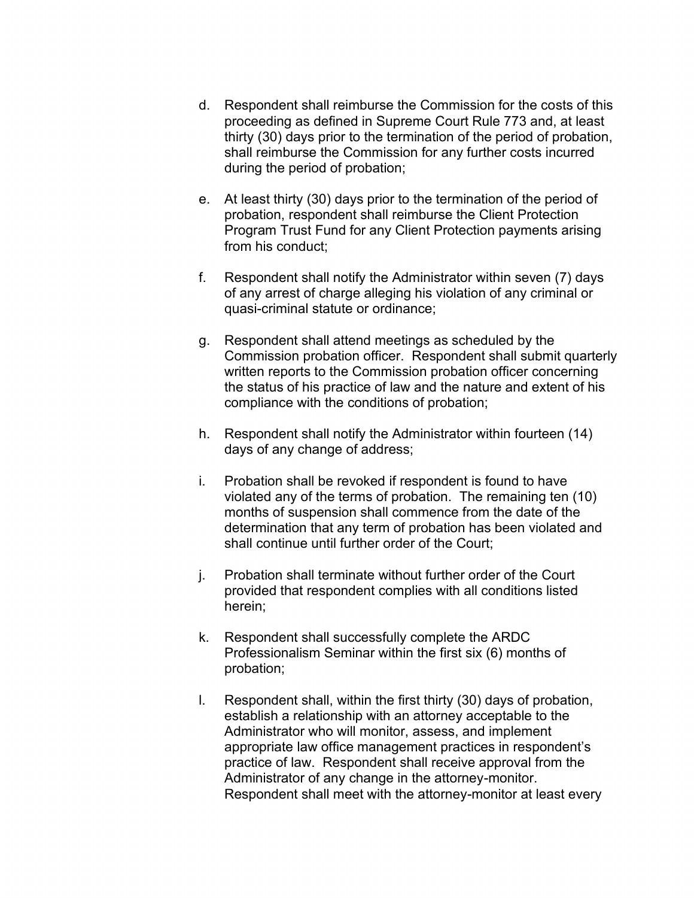d. Respondent shall reimburse the Commission for the costs of this proceeding as defined in Supreme Court Rule 773 and, at least thirty (30) days prior to the termination of the period of probation, shall reimburse the Commission for any further costs incurred during the period of probation;

e. At least thirty (30) days prior to the termination of the period of probation, respondent shall reimburse the Client Protection Program Trust Fund for any Client Protection payments arising from his conduct;

f. Respondent shall notify the Administrator within seven (7) days of any arrest of charge alleging his violation of any criminal or quasi-criminal statute or ordinance;

g. Respondent shall attend meetings as scheduled by the Commission probation officer. Respondent shall submit quarterly written reports to the Commission probation officer concerning the status of his practice of law and the nature and extent of his compliance with the conditions of probation;

h. Respondent shall notify the Administrator within fourteen (14) days of any change of address;

i. Probation shall be revoked if respondent is found to have violated any of the terms of probation. The remaining ten (10) months of suspension shall commence from the date of the determination that any term of probation has been violated and shall continue until further order of the Court;

j. Probation shall terminate without further order of the Court provided that respondent complies with all conditions listed herein;

k. Respondent shall successfully complete the ARDC Professionalism Seminar within the first six (6) months of probation;

l. Respondent shall, within the first thirty (30) days of probation, establish a relationship with an attorney acceptable to the Administrator who will monitor, assess, and implement appropriate law office management practices in respondent's practice of law. Respondent shall receive approval from the Administrator of any change in the attorney-monitor. Respondent shall meet with the attorney-monitor at least every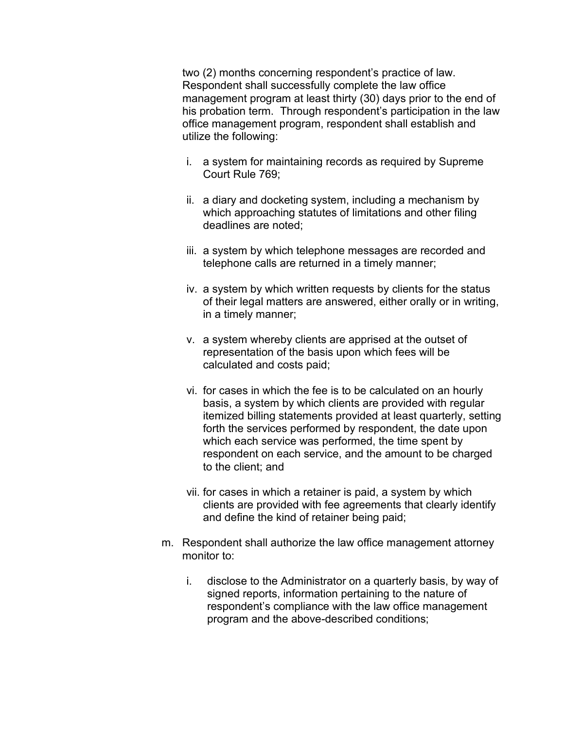two (2) months concerning respondent's practice of law. Respondent shall successfully complete the law office management program at least thirty (30) days prior to the end of his probation term. Through respondent's participation in the law office management program, respondent shall establish and utilize the following:

i. a system for maintaining records as required by Supreme Court Rule 769;

ii. a diary and docketing system, including a mechanism by which approaching statutes of limitations and other filing deadlines are noted;

iii. a system by which telephone messages are recorded and telephone calls are returned in a timely manner;

iv. a system by which written requests by clients for the status of their legal matters are answered, either orally or in writing, in a timely manner;

v. a system whereby clients are apprised at the outset of representation of the basis upon which fees will be calculated and costs paid;

vi. for cases in which the fee is to be calculated on an hourly basis, a system by which clients are provided with regular itemized billing statements provided at least quarterly, setting forth the services performed by respondent, the date upon which each service was performed, the time spent by respondent on each service, and the amount to be charged to the client; and

vii. for cases in which a retainer is paid, a system by which clients are provided with fee agreements that clearly identify and define the kind of retainer being paid;

m. Respondent shall authorize the law office management attorney monitor to:

i. disclose to the Administrator on a quarterly basis, by way of signed reports, information pertaining to the nature of respondent's compliance with the law office management program and the above-described conditions;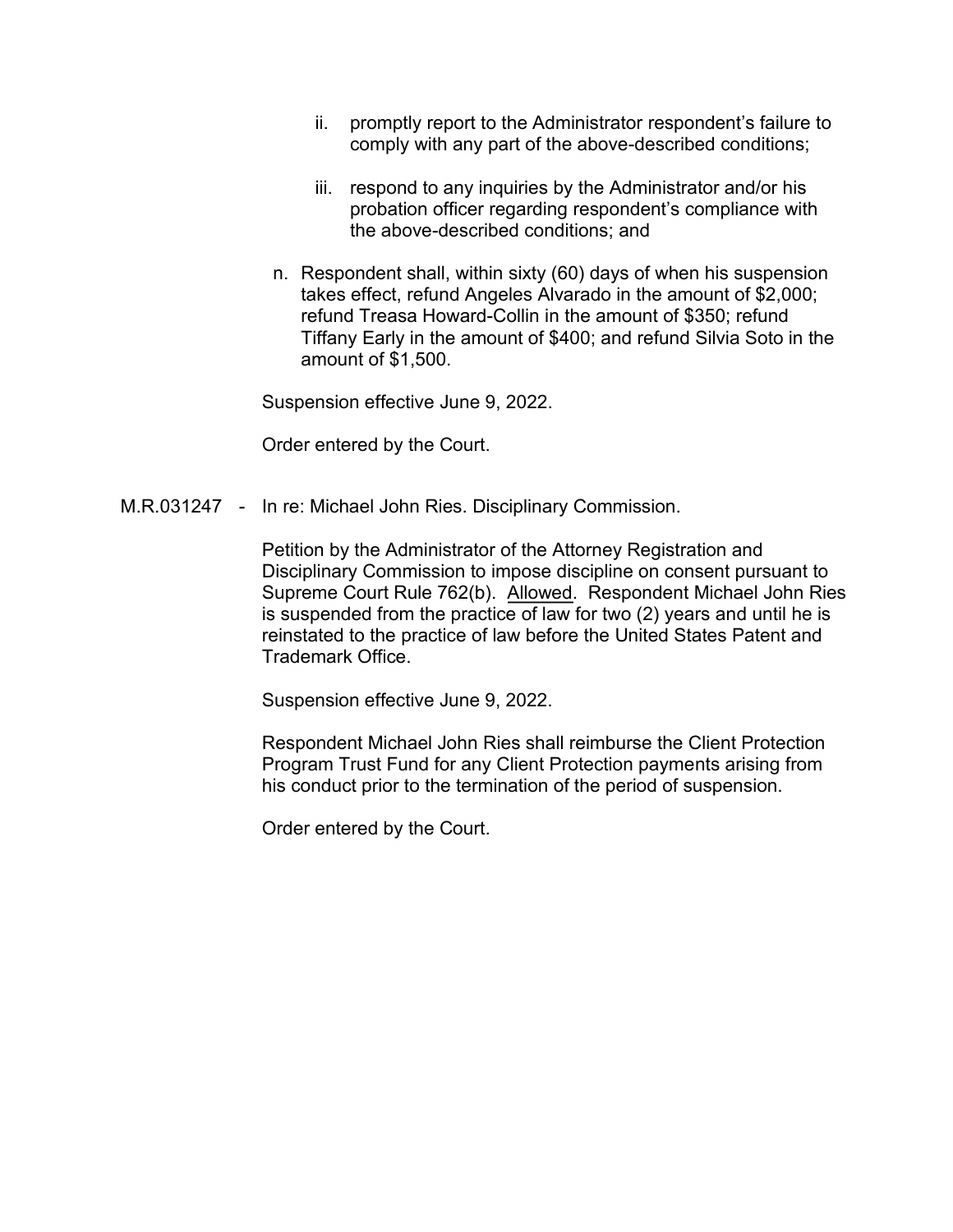ii. promptly report to the Administrator respondent's failure to comply with any part of the above-described conditions;

iii. respond to any inquiries by the Administrator and/or his probation officer regarding respondent's compliance with the above-described conditions; and

n. Respondent shall, within sixty (60) days of when his suspension takes effect, refund Angeles Alvarado in the amount of $2,000; refund Treasa Howard-Collin in the amount of $350; refund Tiffany Early in the amount of $400; and refund Silvia Soto in the amount of $1,500.

Suspension effective June 9, 2022.

Order entered by the Court.

M.R.031247 - In re: Michael John Ries. Disciplinary Commission.

Petition by the Administrator of the Attorney Registration and Disciplinary Commission to impose discipline on consent pursuant to Supreme Court Rule 762(b). Allowed. Respondent Michael John Ries is suspended from the practice of law for two (2) years and until he is reinstated to the practice of law before the United States Patent and Trademark Office.

Suspension effective June 9, 2022.

Respondent Michael John Ries shall reimburse the Client Protection Program Trust Fund for any Client Protection payments arising from his conduct prior to the termination of the period of suspension.

Order entered by the Court.